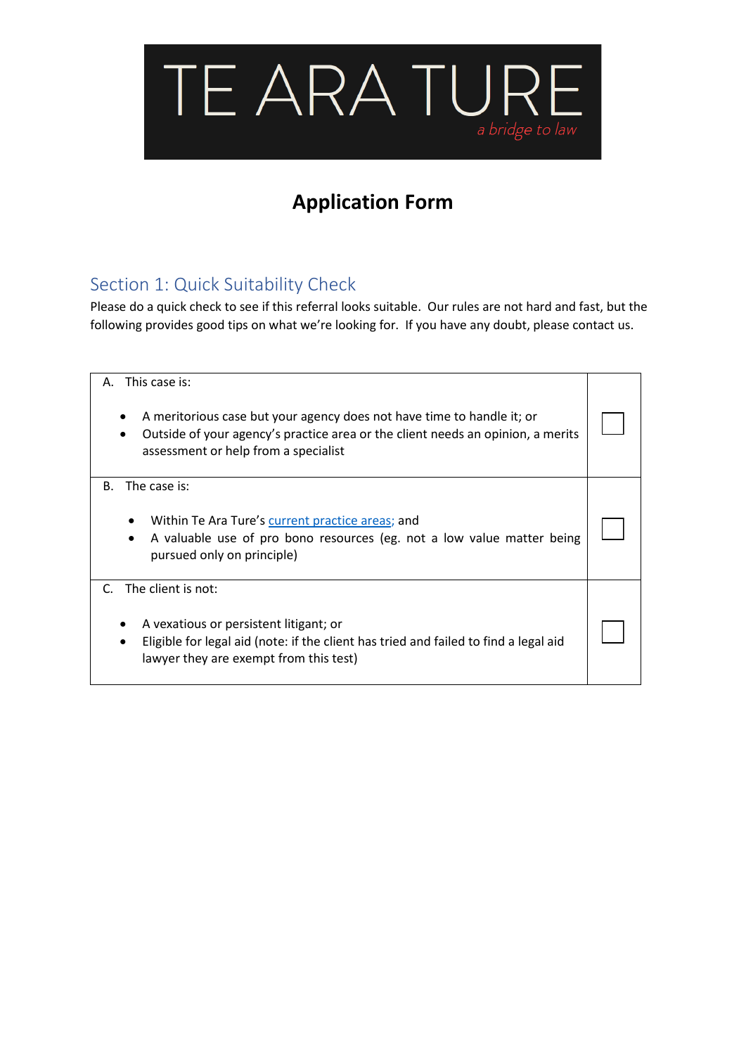# TE ARA TURE

*a bridge to law*

## Application Form

### Section 1: Quick Suitability Check

Please do a quick check to see if this referral looks suitable. Our rules are not hard and fast, but the following provides good tips on what we're looking for. If you have any doubt, please contact us.

| | |
|---|---|
| A. This case is:<br><br>• A meritorious case but your agency does not have time to handle it; or<br>• Outside of your agency's practice area or the client needs an opinion, a merits assessment or help from a specialist | ☐ |
| B. The case is:<br><br>• Within Te Ara Ture's [current practice areas]; and<br>• A valuable use of pro bono resources (eg. not a low value matter being pursued only on principle) | ☐ |
| C. The client is not:<br><br>• A vexatious or persistent litigant; or<br>• Eligible for legal aid (note: if the client has tried and failed to find a legal aid lawyer they are exempt from this test) | ☐ |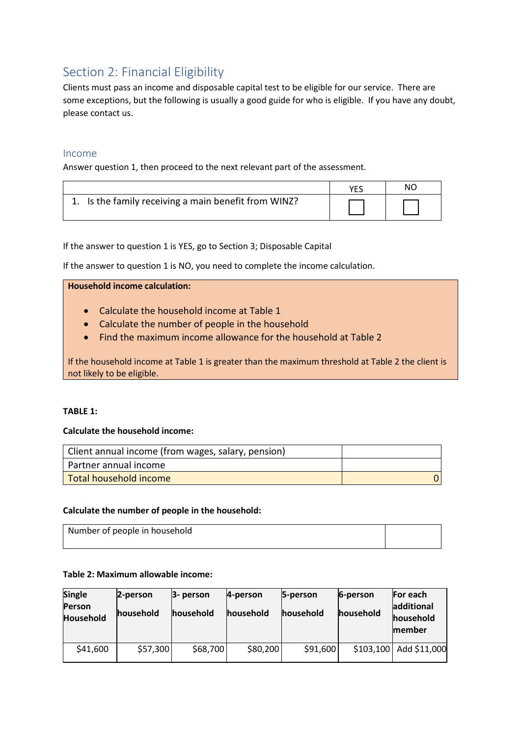## Section 2: Financial Eligibility

Clients must pass an income and disposable capital test to be eligible for our service. There are some exceptions, but the following is usually a good guide for who is eligible. If you have any doubt, please contact us.

### Income

Answer question 1, then proceed to the next relevant part of the assessment.

| | YES | NO |
|---|---|---|
| 1. Is the family receiving a main benefit from WINZ? | ☐ | ☐ |

If the answer to question 1 is YES, go to Section 3; Disposable Capital

If the answer to question 1 is NO, you need to complete the income calculation.

**Household income calculation:**

- Calculate the household income at Table 1
- Calculate the number of people in the household
- Find the maximum income allowance for the household at Table 2

If the household income at Table 1 is greater than the maximum threshold at Table 2 the client is not likely to be eligible.

**TABLE 1:**

**Calculate the household income:**

| | |
|---|---|
| Client annual income (from wages, salary, pension) | |
| Partner annual income | |
| Total household income | 0 |

**Calculate the number of people in the household:**

| | |
|---|---|
| Number of people in household | |

**Table 2: Maximum allowable income:**

| Single Person Household | 2-person household | 3- person household | 4-person household | 5-person household | 6-person household | For each additional household member |
|---|---|---|---|---|---|---|
| $41,600 | $57,300 | $68,700 | $80,200 | $91,600 | $103,100 | Add $11,000 |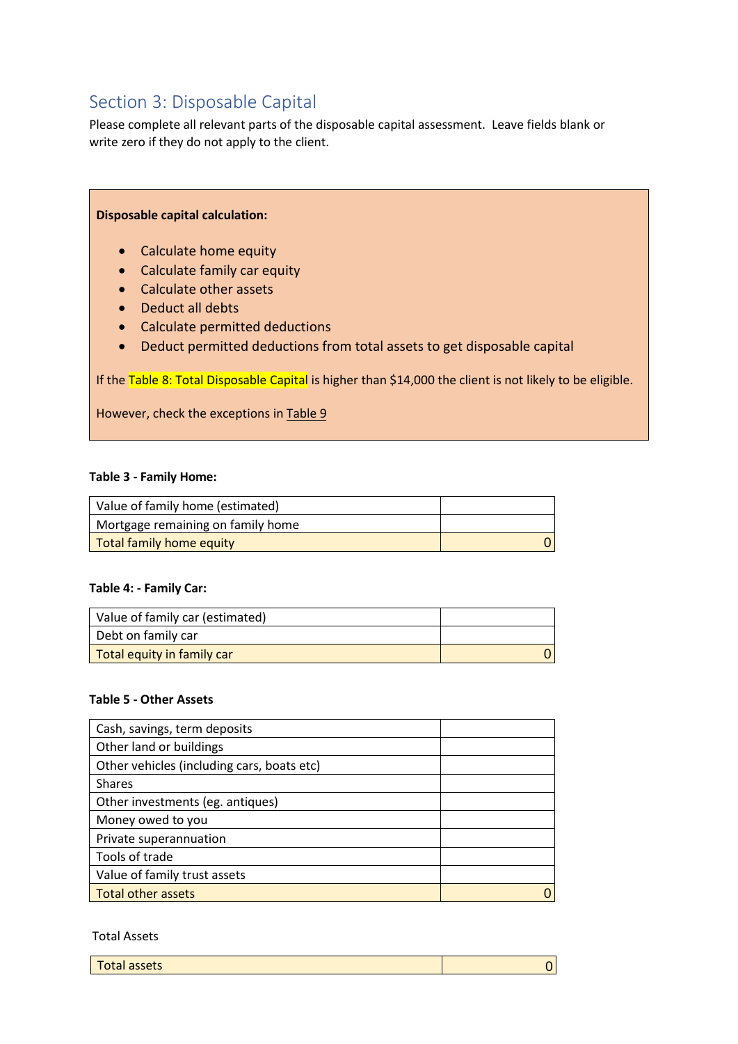## Section 3: Disposable Capital

Please complete all relevant parts of the disposable capital assessment. Leave fields blank or write zero if they do not apply to the client.

**Disposable capital calculation:**

- Calculate home equity
- Calculate family car equity
- Calculate other assets
- Deduct all debts
- Calculate permitted deductions
- Deduct permitted deductions from total assets to get disposable capital

If the Table 8: Total Disposable Capital is higher than $14,000 the client is not likely to be eligible.

However, check the exceptions in Table 9

**Table 3 - Family Home:**

| | |
|---|---|
| Value of family home (estimated) | |
| Mortgage remaining on family home | |
| Total family home equity | 0 |

**Table 4: - Family Car:**

| | |
|---|---|
| Value of family car (estimated) | |
| Debt on family car | |
| Total equity in family car | 0 |

**Table 5 - Other Assets**

| | |
|---|---|
| Cash, savings, term deposits | |
| Other land or buildings | |
| Other vehicles (including cars, boats etc) | |
| Shares | |
| Other investments (eg. antiques) | |
| Money owed to you | |
| Private superannuation | |
| Tools of trade | |
| Value of family trust assets | |
| Total other assets | 0 |

Total Assets

| | |
|---|---|
| Total assets | 0 |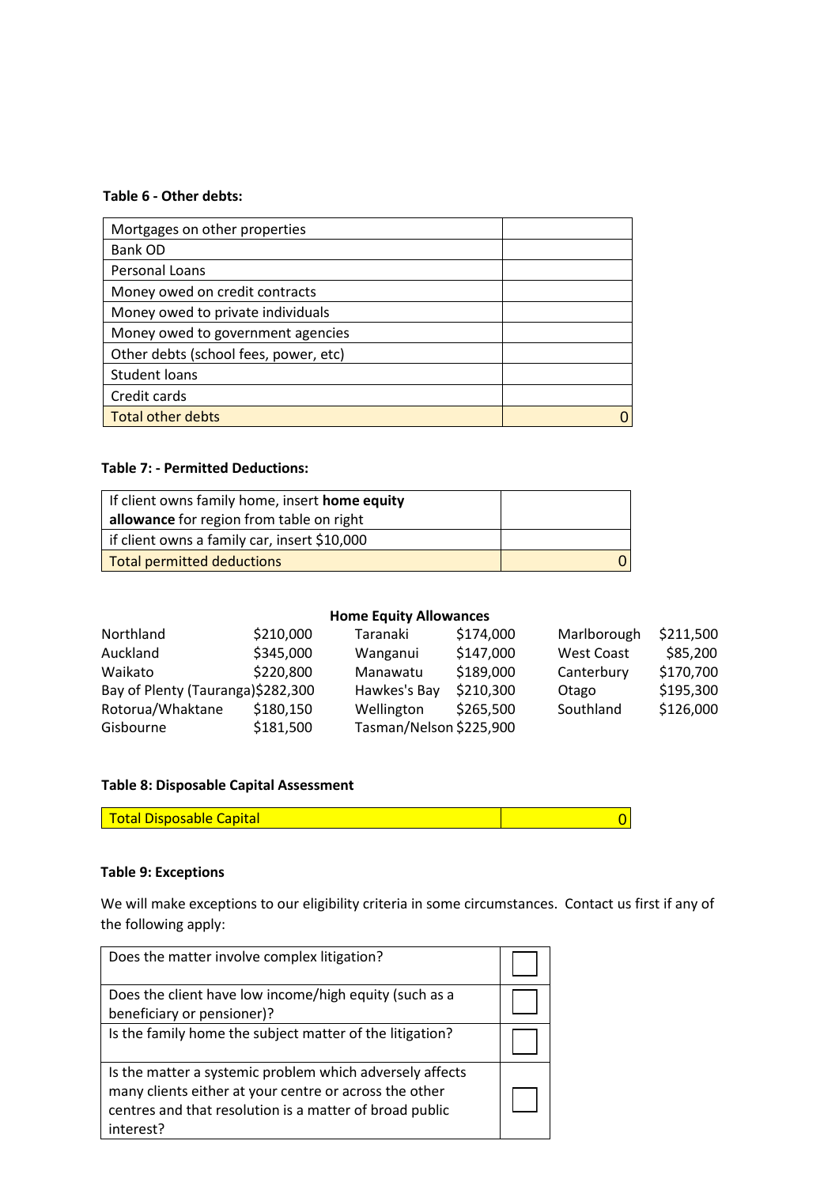**Table 6 - Other debts:**

| | |
|---|---|
| Mortgages on other properties | |
| Bank OD | |
| Personal Loans | |
| Money owed on credit contracts | |
| Money owed to private individuals | |
| Money owed to government agencies | |
| Other debts (school fees, power, etc) | |
| Student loans | |
| Credit cards | |
| Total other debts | 0 |

**Table 7: - Permitted Deductions:**

| | |
|---|---|
| If client owns family home, insert **home equity allowance** for region from table on right | |
| if client owns a family car, insert $10,000 | |
| Total permitted deductions | 0 |

**Home Equity Allowances**

| | | | | | |
|---|---|---|---|---|---|
| Northland | $210,000 | Taranaki | $174,000 | Marlborough | $211,500 |
| Auckland | $345,000 | Wanganui | $147,000 | West Coast | $85,200 |
| Waikato | $220,800 | Manawatu | $189,000 | Canterbury | $170,700 |
| Bay of Plenty (Tauranga) | $282,300 | Hawkes's Bay | $210,300 | Otago | $195,300 |
| Rotorua/Whaktane | $180,150 | Wellington | $265,500 | Southland | $126,000 |
| Gisbourne | $181,500 | Tasman/Nelson | $225,900 | | |

**Table 8: Disposable Capital Assessment**

| | |
|---|---|
| Total Disposable Capital | 0 |

**Table 9: Exceptions**

We will make exceptions to our eligibility criteria in some circumstances. Contact us first if any of the following apply:

| | |
|---|---|
| Does the matter involve complex litigation? | ☐ |
| Does the client have low income/high equity (such as a beneficiary or pensioner)? | ☐ |
| Is the family home the subject matter of the litigation? | ☐ |
| Is the matter a systemic problem which adversely affects many clients either at your centre or across the other centres and that resolution is a matter of broad public interest? | ☐ |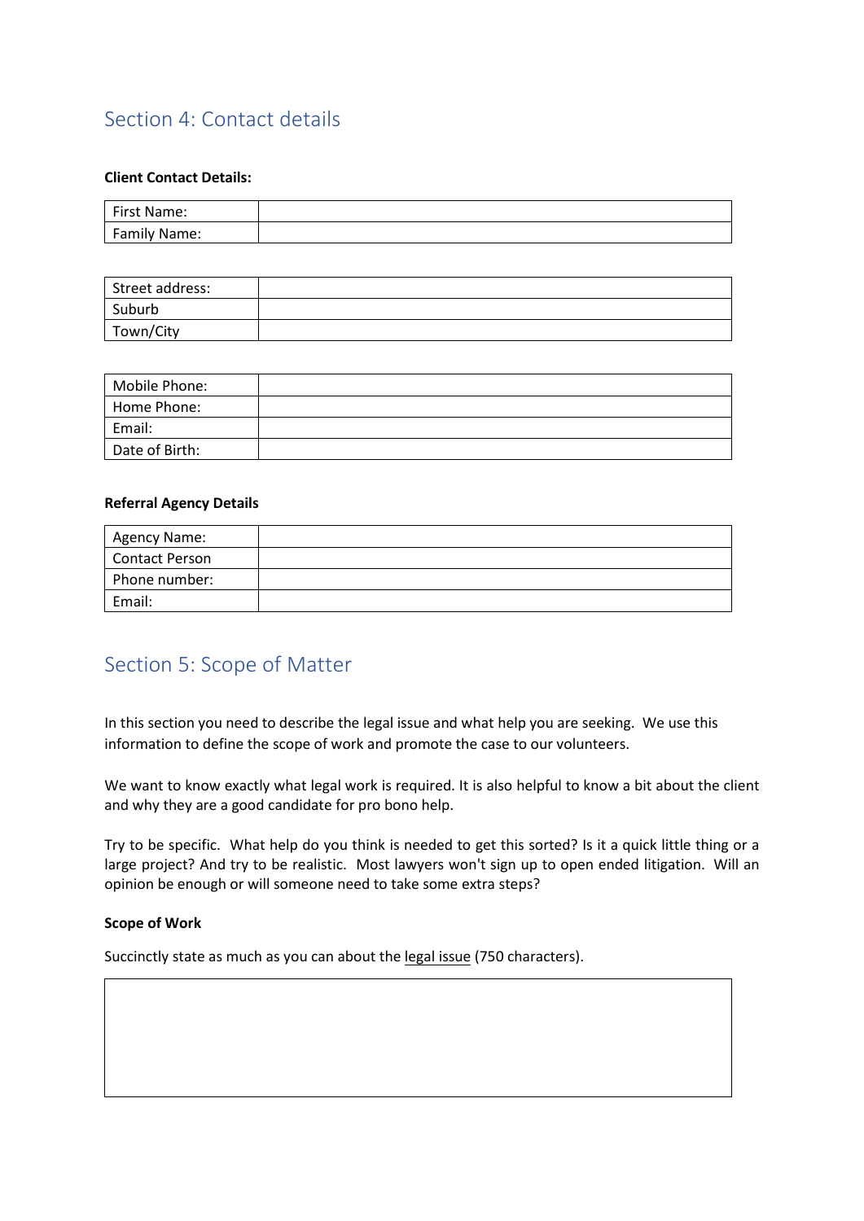## Section 4: Contact details

**Client Contact Details:**

| First Name: | |
|---|---|
| Family Name: | |

| Street address: | |
|---|---|
| Suburb | |
| Town/City | |

| Mobile Phone: | |
|---|---|
| Home Phone: | |
| Email: | |
| Date of Birth: | |

**Referral Agency Details**

| Agency Name: | |
|---|---|
| Contact Person | |
| Phone number: | |
| Email: | |

## Section 5: Scope of Matter

In this section you need to describe the legal issue and what help you are seeking. We use this information to define the scope of work and promote the case to our volunteers.

We want to know exactly what legal work is required. It is also helpful to know a bit about the client and why they are a good candidate for pro bono help.

Try to be specific. What help do you think is needed to get this sorted? Is it a quick little thing or a large project? And try to be realistic. Most lawyers won't sign up to open ended litigation. Will an opinion be enough or will someone need to take some extra steps?

**Scope of Work**

Succinctly state as much as you can about the legal issue (750 characters).

| |
|---|
| |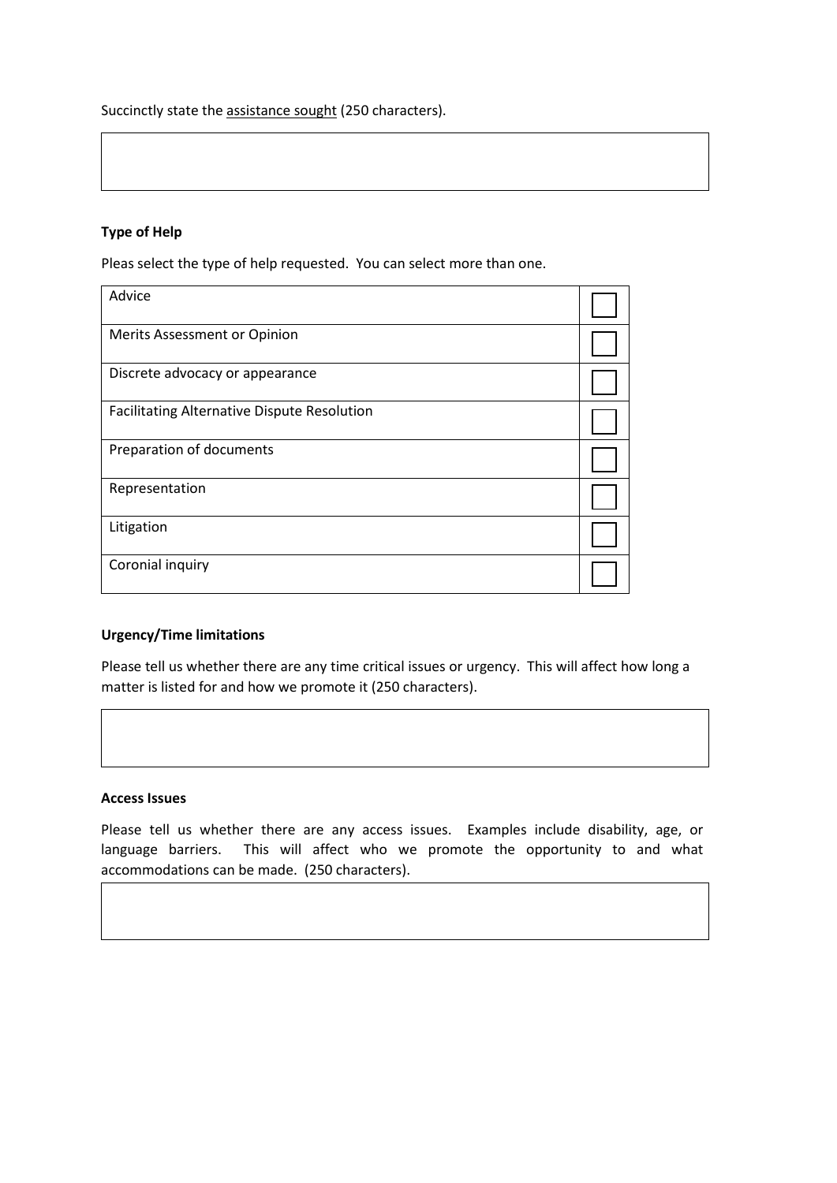Succinctly state the <u>assistance sought</u> (250 characters).

| |
|---|
| |

**Type of Help**

Pleas select the type of help requested. You can select more than one.

| | |
|---|---|
| Advice | ☐ |
| Merits Assessment or Opinion | ☐ |
| Discrete advocacy or appearance | ☐ |
| Facilitating Alternative Dispute Resolution | ☐ |
| Preparation of documents | ☐ |
| Representation | ☐ |
| Litigation | ☐ |
| Coronial inquiry | ☐ |

**Urgency/Time limitations**

Please tell us whether there are any time critical issues or urgency. This will affect how long a matter is listed for and how we promote it (250 characters).

| |
|---|
| |

**Access Issues**

Please tell us whether there are any access issues. Examples include disability, age, or language barriers. This will affect who we promote the opportunity to and what accommodations can be made. (250 characters).

| |
|---|
| |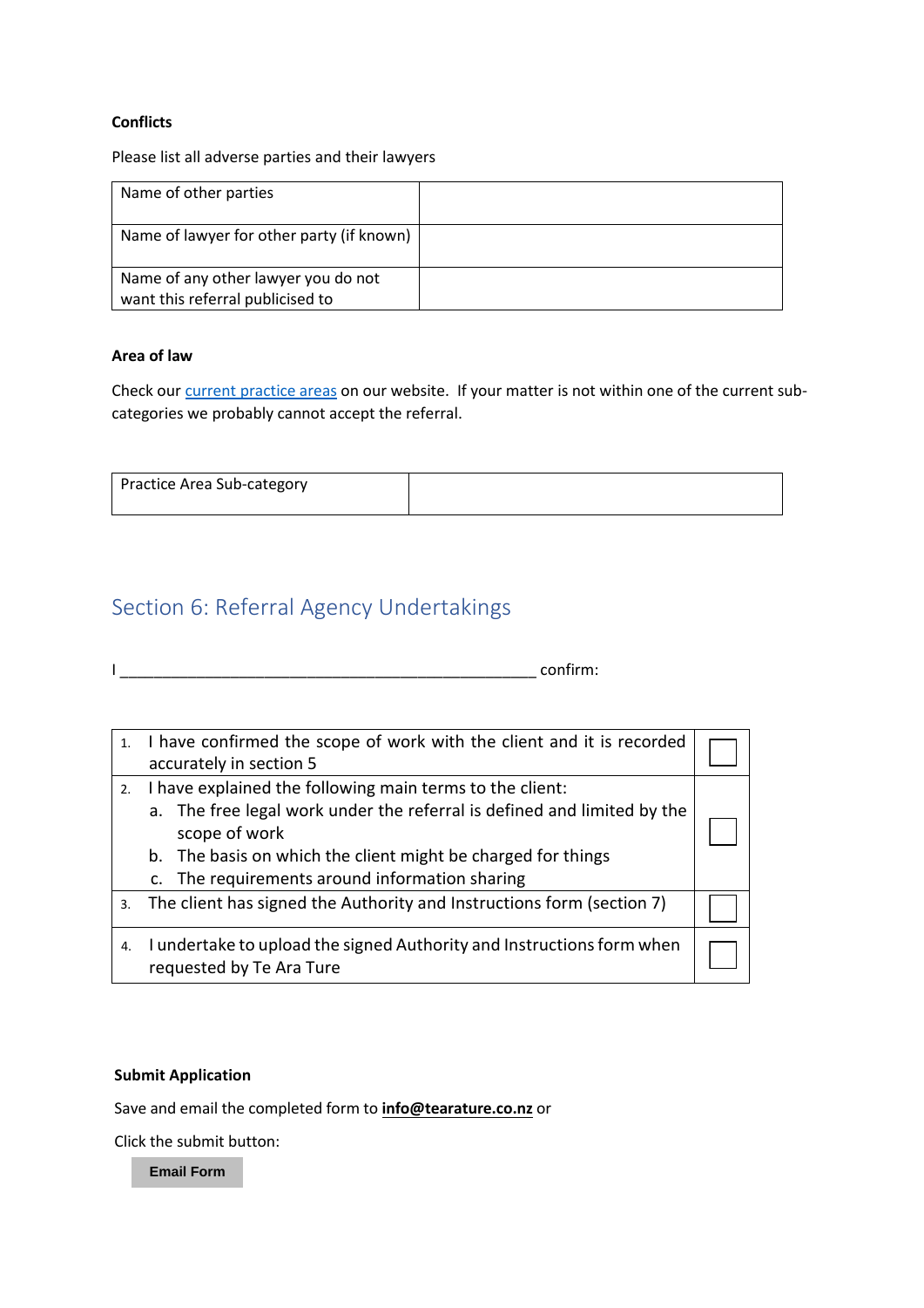**Conflicts**

Please list all adverse parties and their lawyers

| Name of other parties | |
|---|---|
| Name of lawyer for other party (if known) | |
| Name of any other lawyer you do not want this referral publicised to | |

**Area of law**

Check our [current practice areas](current practice areas) on our website. If your matter is not within one of the current sub-categories we probably cannot accept the referral.

| Practice Area Sub-category | |
|---|---|

## Section 6: Referral Agency Undertakings

I _________________________________________________ confirm:

| | | |
|---|---|---|
| 1. | I have confirmed the scope of work with the client and it is recorded accurately in section 5 | ☐ |
| 2. | I have explained the following main terms to the client:<br>a. The free legal work under the referral is defined and limited by the scope of work<br>b. The basis on which the client might be charged for things<br>c. The requirements around information sharing | ☐ |
| 3. | The client has signed the Authority and Instructions form (section 7) | ☐ |
| 4. | I undertake to upload the signed Authority and Instructions form when requested by Te Ara Ture | ☐ |

**Submit Application**

Save and email the completed form to **info@tearature.co.nz** or

Click the submit button:

Email Form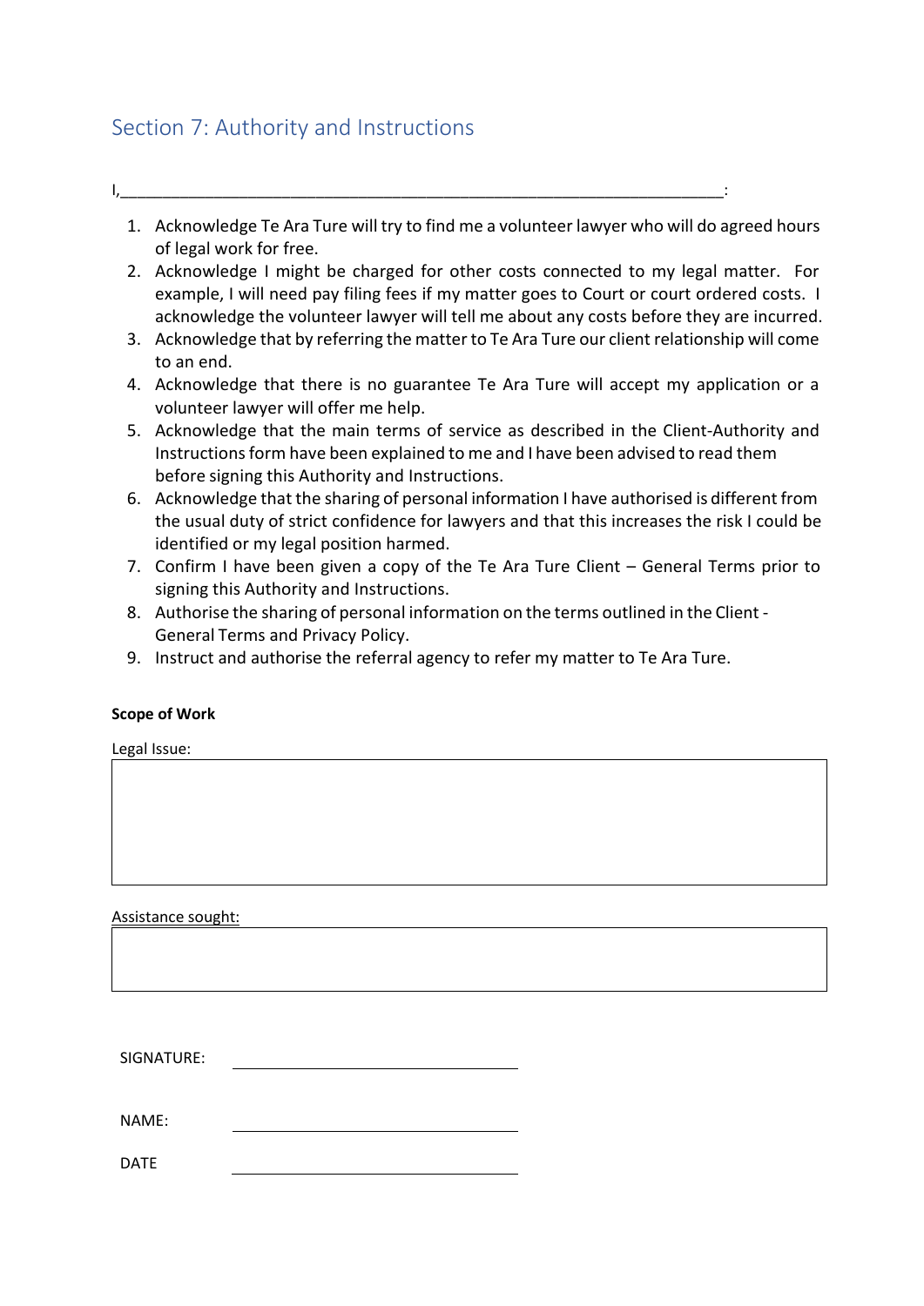## Section 7: Authority and Instructions

I,______________________________________________________________________:

1. Acknowledge Te Ara Ture will try to find me a volunteer lawyer who will do agreed hours of legal work for free.
2. Acknowledge I might be charged for other costs connected to my legal matter. For example, I will need pay filing fees if my matter goes to Court or court ordered costs. I acknowledge the volunteer lawyer will tell me about any costs before they are incurred.
3. Acknowledge that by referring the matter to Te Ara Ture our client relationship will come to an end.
4. Acknowledge that there is no guarantee Te Ara Ture will accept my application or a volunteer lawyer will offer me help.
5. Acknowledge that the main terms of service as described in the Client-Authority and Instructions form have been explained to me and I have been advised to read them before signing this Authority and Instructions.
6. Acknowledge that the sharing of personal information I have authorised is different from the usual duty of strict confidence for lawyers and that this increases the risk I could be identified or my legal position harmed.
7. Confirm I have been given a copy of the Te Ara Ture Client – General Terms prior to signing this Authority and Instructions.
8. Authorise the sharing of personal information on the terms outlined in the Client - General Terms and Privacy Policy.
9. Instruct and authorise the referral agency to refer my matter to Te Ara Ture.

**Scope of Work**

Legal Issue:

|   |
|---|
|   |

Assistance sought:

|   |
|---|
|   |

SIGNATURE: ______________________________

NAME: ______________________________

DATE ______________________________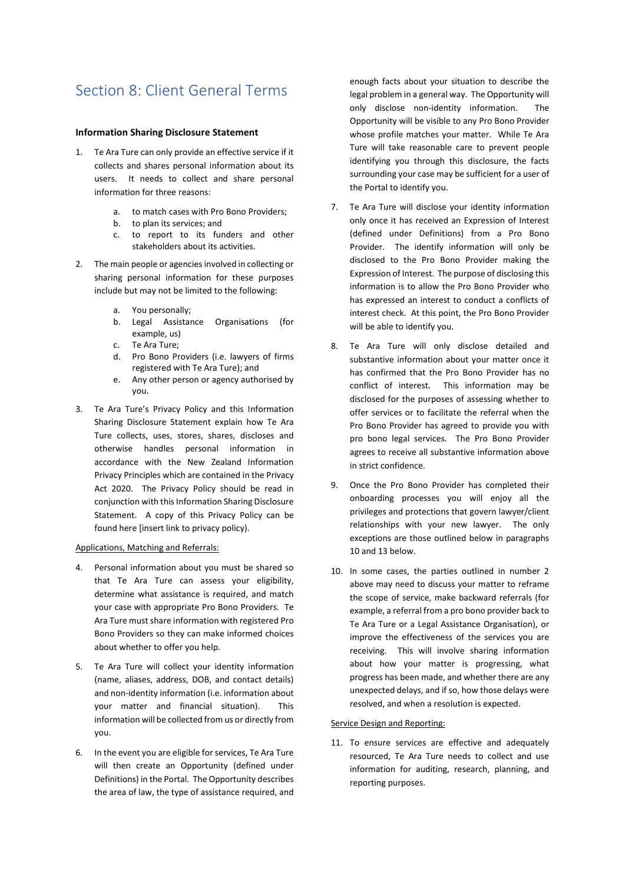# Section 8: Client General Terms

**Information Sharing Disclosure Statement**

1. Te Ara Ture can only provide an effective service if it collects and shares personal information about its users. It needs to collect and share personal information for three reasons:

    a. to match cases with Pro Bono Providers;
    b. to plan its services; and
    c. to report to its funders and other stakeholders about its activities.

2. The main people or agencies involved in collecting or sharing personal information for these purposes include but may not be limited to the following:

    a. You personally;
    b. Legal Assistance Organisations (for example, us)
    c. Te Ara Ture;
    d. Pro Bono Providers (i.e. lawyers of firms registered with Te Ara Ture); and
    e. Any other person or agency authorised by you.

3. Te Ara Ture's Privacy Policy and this Information Sharing Disclosure Statement explain how Te Ara Ture collects, uses, stores, shares, discloses and otherwise handles personal information in accordance with the New Zealand Information Privacy Principles which are contained in the Privacy Act 2020. The Privacy Policy should be read in conjunction with this Information Sharing Disclosure Statement. A copy of this Privacy Policy can be found here [insert link to privacy policy).

Applications, Matching and Referrals:

4. Personal information about you must be shared so that Te Ara Ture can assess your eligibility, determine what assistance is required, and match your case with appropriate Pro Bono Providers. Te Ara Ture must share information with registered Pro Bono Providers so they can make informed choices about whether to offer you help.

5. Te Ara Ture will collect your identity information (name, aliases, address, DOB, and contact details) and non-identity information (i.e. information about your matter and financial situation). This information will be collected from us or directly from you.

6. In the event you are eligible for services, Te Ara Ture will then create an Opportunity (defined under Definitions) in the Portal. The Opportunity describes the area of law, the type of assistance required, and enough facts about your situation to describe the legal problem in a general way. The Opportunity will only disclose non-identity information. The Opportunity will be visible to any Pro Bono Provider whose profile matches your matter. While Te Ara Ture will take reasonable care to prevent people identifying you through this disclosure, the facts surrounding your case may be sufficient for a user of the Portal to identify you.

7. Te Ara Ture will disclose your identity information only once it has received an Expression of Interest (defined under Definitions) from a Pro Bono Provider. The identify information will only be disclosed to the Pro Bono Provider making the Expression of Interest. The purpose of disclosing this information is to allow the Pro Bono Provider who has expressed an interest to conduct a conflicts of interest check. At this point, the Pro Bono Provider will be able to identify you.

8. Te Ara Ture will only disclose detailed and substantive information about your matter once it has confirmed that the Pro Bono Provider has no conflict of interest. This information may be disclosed for the purposes of assessing whether to offer services or to facilitate the referral when the Pro Bono Provider has agreed to provide you with pro bono legal services. The Pro Bono Provider agrees to receive all substantive information above in strict confidence.

9. Once the Pro Bono Provider has completed their onboarding processes you will enjoy all the privileges and protections that govern lawyer/client relationships with your new lawyer. The only exceptions are those outlined below in paragraphs 10 and 13 below.

10. In some cases, the parties outlined in number 2 above may need to discuss your matter to reframe the scope of service, make backward referrals (for example, a referral from a pro bono provider back to Te Ara Ture or a Legal Assistance Organisation), or improve the effectiveness of the services you are receiving. This will involve sharing information about how your matter is progressing, what progress has been made, and whether there are any unexpected delays, and if so, how those delays were resolved, and when a resolution is expected.

Service Design and Reporting:

11. To ensure services are effective and adequately resourced, Te Ara Ture needs to collect and use information for auditing, research, planning, and reporting purposes.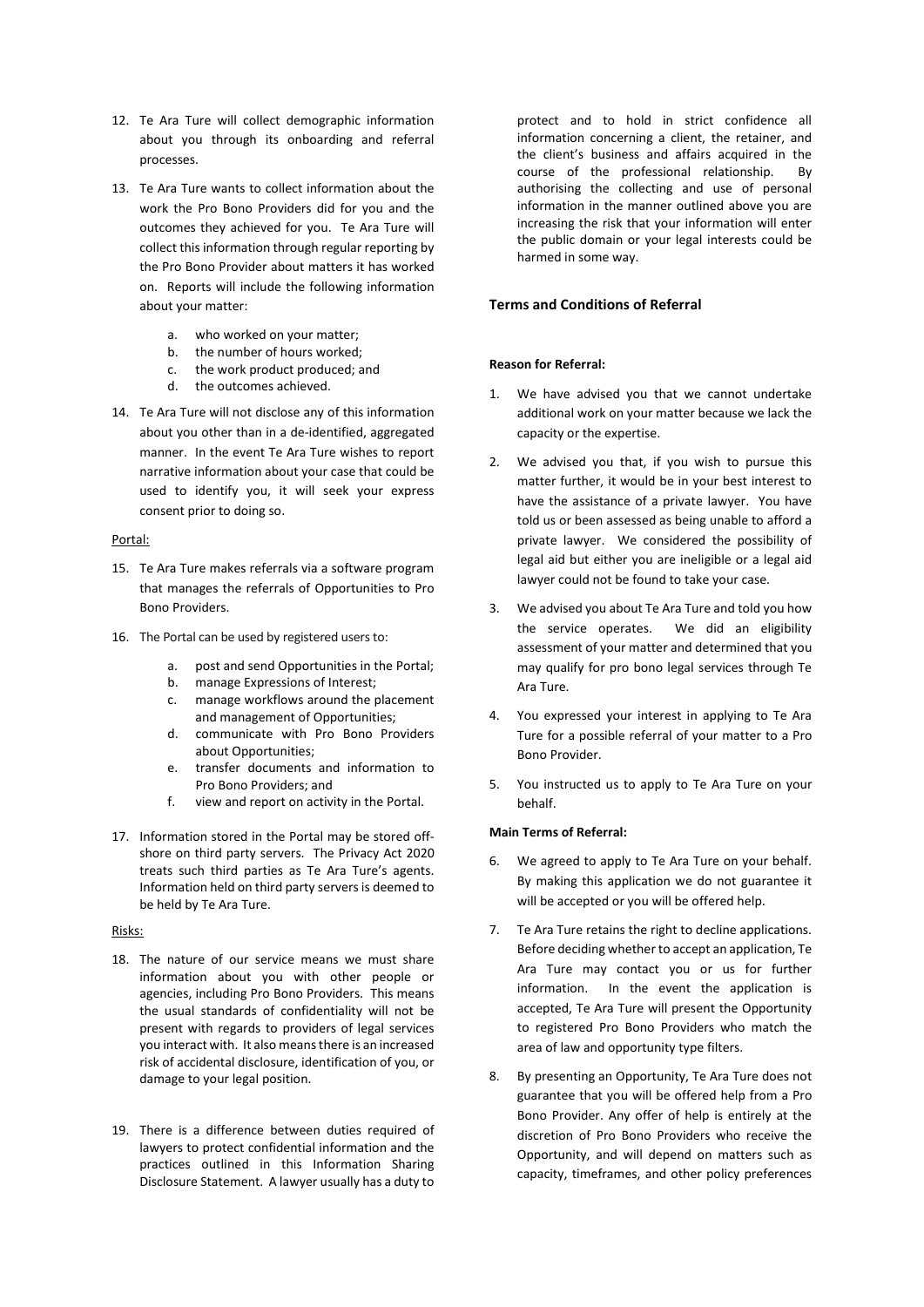12. Te Ara Ture will collect demographic information about you through its onboarding and referral processes.

13. Te Ara Ture wants to collect information about the work the Pro Bono Providers did for you and the outcomes they achieved for you. Te Ara Ture will collect this information through regular reporting by the Pro Bono Provider about matters it has worked on. Reports will include the following information about your matter:

    a. who worked on your matter;
    b. the number of hours worked;
    c. the work product produced; and
    d. the outcomes achieved.

14. Te Ara Ture will not disclose any of this information about you other than in a de-identified, aggregated manner. In the event Te Ara Ture wishes to report narrative information about your case that could be used to identify you, it will seek your express consent prior to doing so.

Portal:

15. Te Ara Ture makes referrals via a software program that manages the referrals of Opportunities to Pro Bono Providers.

16. The Portal can be used by registered users to:

    a. post and send Opportunities in the Portal;
    b. manage Expressions of Interest;
    c. manage workflows around the placement and management of Opportunities;
    d. communicate with Pro Bono Providers about Opportunities;
    e. transfer documents and information to Pro Bono Providers; and
    f. view and report on activity in the Portal.

17. Information stored in the Portal may be stored off-shore on third party servers. The Privacy Act 2020 treats such third parties as Te Ara Ture's agents. Information held on third party servers is deemed to be held by Te Ara Ture.

Risks:

18. The nature of our service means we must share information about you with other people or agencies, including Pro Bono Providers. This means the usual standards of confidentiality will not be present with regards to providers of legal services you interact with. It also means there is an increased risk of accidental disclosure, identification of you, or damage to your legal position.

19. There is a difference between duties required of lawyers to protect confidential information and the practices outlined in this Information Sharing Disclosure Statement. A lawyer usually has a duty to protect and to hold in strict confidence all information concerning a client, the retainer, and the client's business and affairs acquired in the course of the professional relationship. By authorising the collecting and use of personal information in the manner outlined above you are increasing the risk that your information will enter the public domain or your legal interests could be harmed in some way.

### Terms and Conditions of Referral

**Reason for Referral:**

1. We have advised you that we cannot undertake additional work on your matter because we lack the capacity or the expertise.

2. We advised you that, if you wish to pursue this matter further, it would be in your best interest to have the assistance of a private lawyer. You have told us or been assessed as being unable to afford a private lawyer. We considered the possibility of legal aid but either you are ineligible or a legal aid lawyer could not be found to take your case.

3. We advised you about Te Ara Ture and told you how the service operates. We did an eligibility assessment of your matter and determined that you may qualify for pro bono legal services through Te Ara Ture.

4. You expressed your interest in applying to Te Ara Ture for a possible referral of your matter to a Pro Bono Provider.

5. You instructed us to apply to Te Ara Ture on your behalf.

**Main Terms of Referral:**

6. We agreed to apply to Te Ara Ture on your behalf. By making this application we do not guarantee it will be accepted or you will be offered help.

7. Te Ara Ture retains the right to decline applications. Before deciding whether to accept an application, Te Ara Ture may contact you or us for further information. In the event the application is accepted, Te Ara Ture will present the Opportunity to registered Pro Bono Providers who match the area of law and opportunity type filters.

8. By presenting an Opportunity, Te Ara Ture does not guarantee that you will be offered help from a Pro Bono Provider. Any offer of help is entirely at the discretion of Pro Bono Providers who receive the Opportunity, and will depend on matters such as capacity, timeframes, and other policy preferences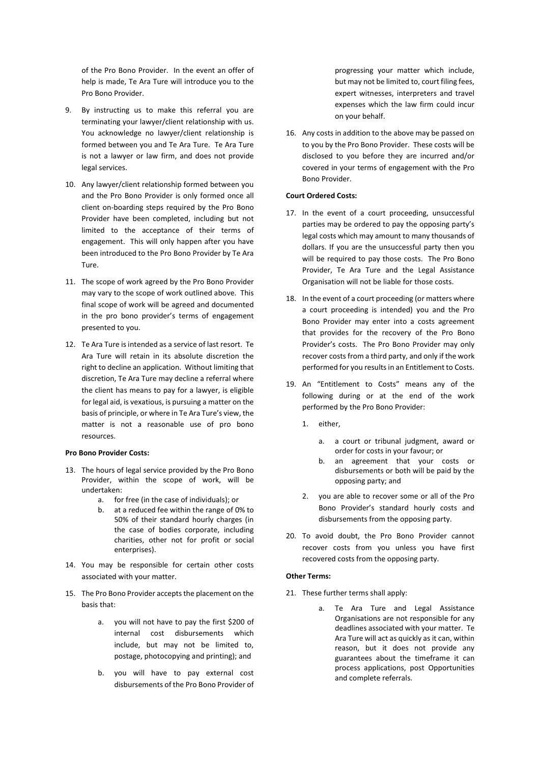of the Pro Bono Provider. In the event an offer of help is made, Te Ara Ture will introduce you to the Pro Bono Provider.

9. By instructing us to make this referral you are terminating your lawyer/client relationship with us. You acknowledge no lawyer/client relationship is formed between you and Te Ara Ture. Te Ara Ture is not a lawyer or law firm, and does not provide legal services.

10. Any lawyer/client relationship formed between you and the Pro Bono Provider is only formed once all client on-boarding steps required by the Pro Bono Provider have been completed, including but not limited to the acceptance of their terms of engagement. This will only happen after you have been introduced to the Pro Bono Provider by Te Ara Ture.

11. The scope of work agreed by the Pro Bono Provider may vary to the scope of work outlined above. This final scope of work will be agreed and documented in the pro bono provider's terms of engagement presented to you.

12. Te Ara Ture is intended as a service of last resort. Te Ara Ture will retain in its absolute discretion the right to decline an application. Without limiting that discretion, Te Ara Ture may decline a referral where the client has means to pay for a lawyer, is eligible for legal aid, is vexatious, is pursuing a matter on the basis of principle, or where in Te Ara Ture's view, the matter is not a reasonable use of pro bono resources.

**Pro Bono Provider Costs:**

13. The hours of legal service provided by the Pro Bono Provider, within the scope of work, will be undertaken:
    a. for free (in the case of individuals); or
    b. at a reduced fee within the range of 0% to 50% of their standard hourly charges (in the case of bodies corporate, including charities, other not for profit or social enterprises).

14. You may be responsible for certain other costs associated with your matter.

15. The Pro Bono Provider accepts the placement on the basis that:

    a. you will not have to pay the first $200 of internal cost disbursements which include, but may not be limited to, postage, photocopying and printing); and

    b. you will have to pay external cost disbursements of the Pro Bono Provider of progressing your matter which include, but may not be limited to, court filing fees, expert witnesses, interpreters and travel expenses which the law firm could incur on your behalf.

16. Any costs in addition to the above may be passed on to you by the Pro Bono Provider. These costs will be disclosed to you before they are incurred and/or covered in your terms of engagement with the Pro Bono Provider.

**Court Ordered Costs:**

17. In the event of a court proceeding, unsuccessful parties may be ordered to pay the opposing party's legal costs which may amount to many thousands of dollars. If you are the unsuccessful party then you will be required to pay those costs. The Pro Bono Provider, Te Ara Ture and the Legal Assistance Organisation will not be liable for those costs.

18. In the event of a court proceeding (or matters where a court proceeding is intended) you and the Pro Bono Provider may enter into a costs agreement that provides for the recovery of the Pro Bono Provider's costs. The Pro Bono Provider may only recover costs from a third party, and only if the work performed for you results in an Entitlement to Costs.

19. An "Entitlement to Costs" means any of the following during or at the end of the work performed by the Pro Bono Provider:

    1. either,

        a. a court or tribunal judgment, award or order for costs in your favour; or
        b. an agreement that your costs or disbursements or both will be paid by the opposing party; and

    2. you are able to recover some or all of the Pro Bono Provider's standard hourly costs and disbursements from the opposing party.

20. To avoid doubt, the Pro Bono Provider cannot recover costs from you unless you have first recovered costs from the opposing party.

**Other Terms:**

21. These further terms shall apply:

    a. Te Ara Ture and Legal Assistance Organisations are not responsible for any deadlines associated with your matter. Te Ara Ture will act as quickly as it can, within reason, but it does not provide any guarantees about the timeframe it can process applications, post Opportunities and complete referrals.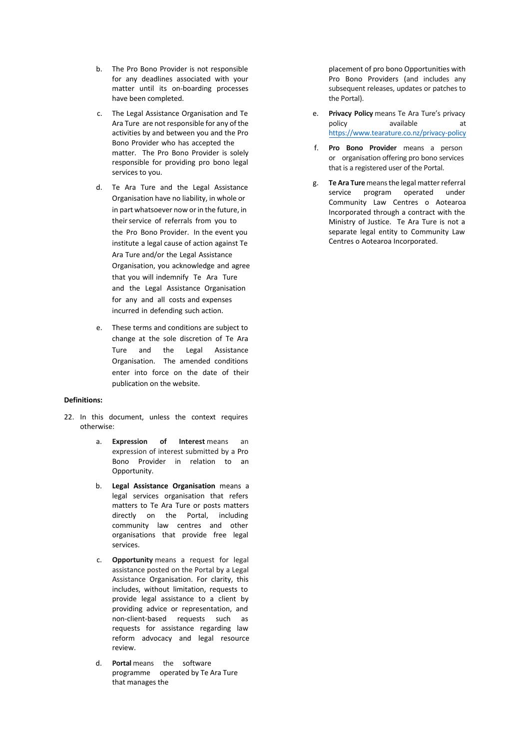b. The Pro Bono Provider is not responsible for any deadlines associated with your matter until its on-boarding processes have been completed.

c. The Legal Assistance Organisation and Te Ara Ture are not responsible for any of the activities by and between you and the Pro Bono Provider who has accepted the matter. The Pro Bono Provider is solely responsible for providing pro bono legal services to you.

d. Te Ara Ture and the Legal Assistance Organisation have no liability, in whole or in part whatsoever now or in the future, in their service of referrals from you to the Pro Bono Provider. In the event you institute a legal cause of action against Te Ara Ture and/or the Legal Assistance Organisation, you acknowledge and agree that you will indemnify Te Ara Ture and the Legal Assistance Organisation for any and all costs and expenses incurred in defending such action.

e. These terms and conditions are subject to change at the sole discretion of Te Ara Ture and the Legal Assistance Organisation. The amended conditions enter into force on the date of their publication on the website.

**Definitions:**

22. In this document, unless the context requires otherwise:

    a. **Expression of Interest** means an expression of interest submitted by a Pro Bono Provider in relation to an Opportunity.

    b. **Legal Assistance Organisation** means a legal services organisation that refers matters to Te Ara Ture or posts matters directly on the Portal, including community law centres and other organisations that provide free legal services.

    c. **Opportunity** means a request for legal assistance posted on the Portal by a Legal Assistance Organisation. For clarity, this includes, without limitation, requests to provide legal assistance to a client by providing advice or representation, and non-client-based requests such as requests for assistance regarding law reform advocacy and legal resource review.

    d. **Portal** means the software programme operated by Te Ara Ture that manages the placement of pro bono Opportunities with Pro Bono Providers (and includes any subsequent releases, updates or patches to the Portal).

    e. **Privacy Policy** means Te Ara Ture's privacy policy available at https://www.tearature.co.nz/privacy-policy

    f. **Pro Bono Provider** means a person or organisation offering pro bono services that is a registered user of the Portal.

    g. **Te Ara Ture** means the legal matter referral service program operated under Community Law Centres o Aotearoa Incorporated through a contract with the Ministry of Justice. Te Ara Ture is not a separate legal entity to Community Law Centres o Aotearoa Incorporated.